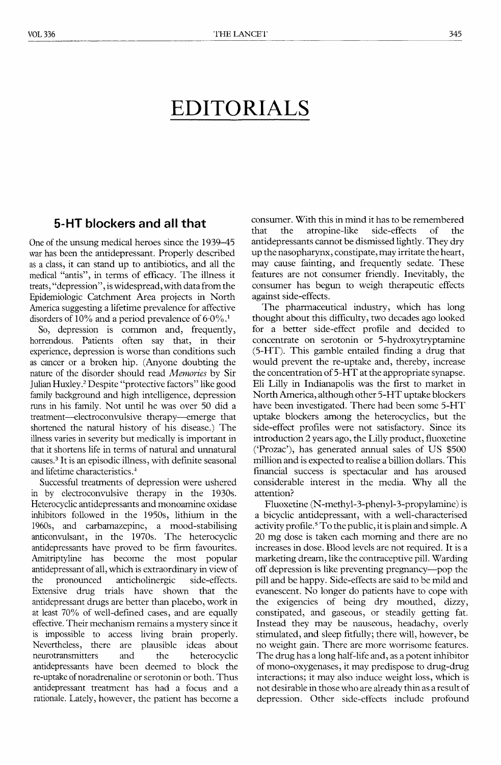# EDITORIALS

## 5-HT blockers and all that

One of the unsung medical heroes since the 1939–45 war has been the antidepressant. Properly described as a class, it can stand up to antibiotics, and all the medical "antis", in terms of efficacy. The illness it treats, "depression", is widespread, with data from the Epidemiologic Catchment Area projects in North America suggesting a lifetime prevalence for affective disorders of 10% and a period prevalence of 6·0%.[1]

So, depression is common and, frequently, horrendous. Patients often say that, in their experience, depression is worse than conditions such as cancer or a broken hip. (Anyone doubting the nature of the disorder should read *Memories* by Sir Julian Huxley.[2] Despite "protective factors" like good family background and high intelligence, depression runs in his family. Not until he was over 50 did a treatment—electroconvulsive therapy—emerge that shortened the natural history of his disease.) The illness varies in severity but medically is important in that it shortens life in terms of natural and unnatural causes.[3] It is an episodic illness, with definite seasonal and lifetime characteristics.[4]

Successful treatments of depression were ushered in by electroconvulsive therapy in the 1930s. Heterocyclic antidepressants and monoamine oxidase inhibitors followed in the 1950s, lithium in the 1960s, and carbamazepine, a mood-stabilising anticonvulsant, in the 1970s. The heterocyclic antidepressants have proved to be firm favourites. Amitriptyline has become the most popular antidepressant of all, which is extraordinary in view of the pronounced anticholinergic side-effects. Extensive drug trials have shown that the antidepressant drugs are better than placebo, work in at least 70% of well-defined cases, and are equally effective. Their mechanism remains a mystery since it is impossible to access living brain properly. Nevertheless, there are plausible ideas about neurotransmitters and the heterocyclic antidepressants have been deemed to block the re-uptake of noradrenaline or serotonin or both. Thus antidepressant treatment has had a focus and a rationale. Lately, however, the patient has become a consumer. With this in mind it has to be remembered that the atropine-like side-effects of the antidepressants cannot be dismissed lightly. They dry up the nasopharynx, constipate, may irritate the heart, may cause fainting, and frequently sedate. These features are not consumer friendly. Inevitably, the consumer has begun to weigh therapeutic effects against side-effects.

The pharmaceutical industry, which has long thought about this difficulty, two decades ago looked for a better side-effect profile and decided to concentrate on serotonin or 5-hydroxytryptamine (5-HT). This gamble entailed finding a drug that would prevent the re-uptake and, thereby, increase the concentration of 5-HT at the appropriate synapse. Eli Lilly in Indianapolis was the first to market in North America, although other 5-HT uptake blockers have been investigated. There had been some 5-HT uptake blockers among the heterocyclics, but the side-effect profiles were not satisfactory. Since its introduction 2 years ago, the Lilly product, fluoxetine ('Prozac'), has generated annual sales of US $500 million and is expected to realise a billion dollars. This financial success is spectacular and has aroused considerable interest in the media. Why all the attention?

Fluoxetine (N-methyl-3-phenyl-3-propylamine) is a bicyclic antidepressant, with a well-characterised activity profile.[5] To the public, it is plain and simple. A 20 mg dose is taken each morning and there are no increases in dose. Blood levels are not required. It is a marketing dream, like the contraceptive pill. Warding off depression is like preventing pregnancy—pop the pill and be happy. Side-effects are said to be mild and evanescent. No longer do patients have to cope with the exigencies of being dry mouthed, dizzy, constipated, and gaseous, or steadily getting fat. Instead they may be nauseous, headachy, overly stimulated, and sleep fitfully; there will, however, be no weight gain. There are more worrisome features. The drug has a long half-life and, as a potent inhibitor of mono-oxygenases, it may predispose to drug-drug interactions; it may also induce weight loss, which is not desirable in those who are already thin as a result of depression. Other side-effects include profound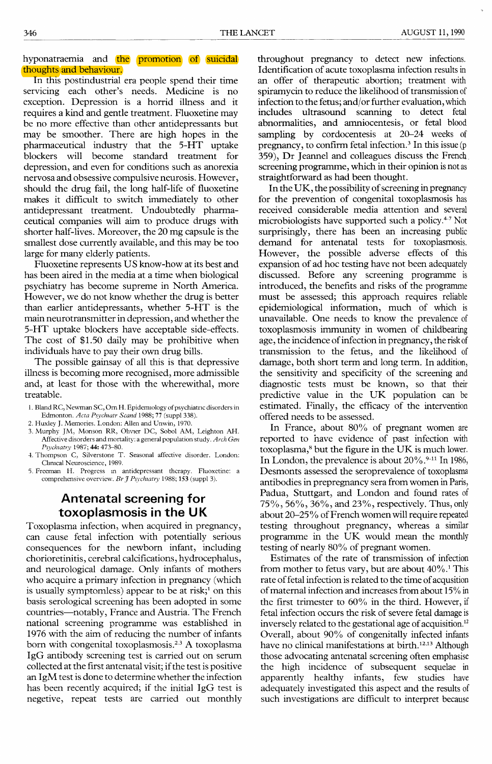hyponatraemia and the promotion of suicidal thoughts and behaviour.

In this postindustrial era people spend their time servicing each other's needs. Medicine is no exception. Depression is a horrid illness and it requires a kind and gentle treatment. Fluoxetine may be no more effective than other antidepressants but may be smoother. There are high hopes in the pharmaceutical industry that the 5-HT uptake blockers will become standard treatment for depression, and even for conditions such as anorexia nervosa and obsessive compulsive neurosis. However, should the drug fail, the long half-life of fluoxetine makes it difficult to switch immediately to other antidepressant treatment. Undoubtedly pharmaceutical companies will aim to produce drugs with shorter half-lives. Moreover, the 20 mg capsule is the smallest dose currently available, and this may be too large for many elderly patients.

Fluoxetine represents US know-how at its best and has been aired in the media at a time when biological psychiatry has become supreme in North America. However, we do not know whether the drug is better than earlier antidepressants, whether 5-HT is the main neurotransmitter in depression, and whether the 5-HT uptake blockers have acceptable side-effects. The cost of $1.50 daily may be prohibitive when individuals have to pay their own drug bills.

The possible gainsay of all this is that depressive illness is becoming more recognised, more admissible and, at least for those with the wherewithal, more treatable.

1. Bland RC, Newman SC, Orn H. Epidemiology of psychiatric disorders in Edmonton. *Acta Psychiatr Scand* 1988; 77 (suppl 338).
2. Huxley J. Memories. London: Allen and Unwin, 1970.
3. Murphy JM, Monson RR, Olivier DC, Sobol AM, Leighton AH. Affective disorders and mortality: a general population study. *Arch Gen Psychiatry* 1987; **44:** 473–80.
4. Thompson C, Silverstone T. Seasonal affective disorder. London: Clinical Neuroscience, 1989.
5. Freeman H. Progress in antidepressant therapy. Fluoxetine: a comprehensive overview. *Br J Psychiatry* 1988; **153** (suppl 3).

## Antenatal screening for toxoplasmosis in the UK

Toxoplasma infection, when acquired in pregnancy, can cause fetal infection with potentially serious consequences for the newborn infant, including chorioretinitis, cerebral calcifications, hydrocephalus, and neurological damage. Only infants of mothers who acquire a primary infection in pregnancy (which is usually symptomless) appear to be at risk;[1] on this basis serological screening has been adopted in some countries—notably, France and Austria. The French national screening programme was established in 1976 with the aim of reducing the number of infants born with congenital toxoplasmosis.[2,3] A toxoplasma IgG antibody screening test is carried out on serum collected at the first antenatal visit; if the test is positive an IgM test is done to determine whether the infection has been recently acquired; if the initial IgG test is negative, repeat tests are carried out monthly throughout pregnancy to detect new infections. Identification of acute toxoplasma infection results in an offer of therapeutic abortion; treatment with spiramycin to reduce the likelihood of transmission of infection to the fetus; and/or further evaluation, which includes ultrasound scanning to detect fetal abnormalities, and amniocentesis, or fetal blood sampling by cordocentesis at 20–24 weeks of pregnancy, to confirm fetal infection.[3] In this issue (p 359), Dr Jeannel and colleagues discuss the French screening programme, which in their opinion is not as straightforward as had been thought.

In the UK, the possibility of screening in pregnancy for the prevention of congenital toxoplasmosis has received considerable media attention and several microbiologists have supported such a policy.[4-7] Not surprisingly, there has been an increasing public demand for antenatal tests for toxoplasmosis. However, the possible adverse effects of this expansion of ad hoc testing have not been adequately discussed. Before any screening programme is introduced, the benefits and risks of the programme must be assessed; this approach requires reliable epidemiological information, much of which is unavailable. One needs to know the prevalence of toxoplasmosis immunity in women of childbearing age, the incidence of infection in pregnancy, the risk of transmission to the fetus, and the likelihood of damage, both short term and long term. In addition, the sensitivity and specificity of the screening and diagnostic tests must be known, so that their predictive value in the UK population can be estimated. Finally, the efficacy of the intervention offered needs to be assessed.

In France, about 80% of pregnant women are reported to have evidence of past infection with toxoplasma,[8] but the figure in the UK is much lower. In London, the prevalence is about 20%.[9-11] In 1986, Desmonts assessed the seroprevalence of toxoplasma antibodies in prepregnancy sera from women in Paris, Padua, Stuttgart, and London and found rates of 75%, 56%, 36%, and 23%, respectively. Thus, only about 20–25% of French women will require repeated testing throughout pregnancy, whereas a similar programme in the UK would mean the monthly testing of nearly 80% of pregnant women.

Estimates of the rate of transmission of infection from mother to fetus vary, but are about 40%.[1] This rate of fetal infection is related to the time of acquisition of maternal infection and increases from about 15% in the first trimester to 60% in the third. However, if fetal infection occurs the risk of severe fetal damage is inversely related to the gestational age of acquisition.[12] Overall, about 90% of congenitally infected infants have no clinical manifestations at birth.[12,13] Although those advocating antenatal screening often emphasise the high incidence of subsequent sequelae in apparently healthy infants, few studies have adequately investigated this aspect and the results of such investigations are difficult to interpret because